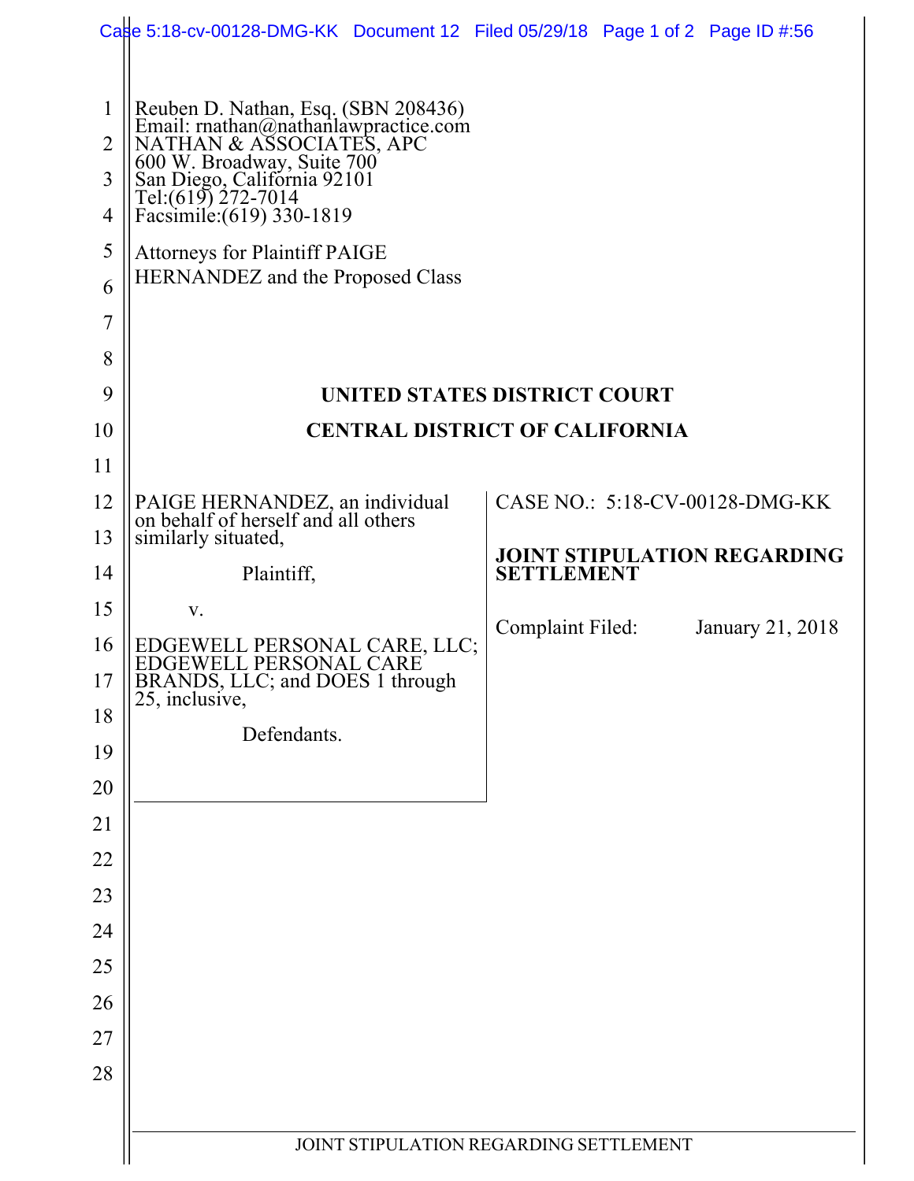Reuben D. Nathan, Esq. (SBN 208436)
Email: rnathan@nathanlawpractice.com
NATHAN & ASSOCIATES, APC
600 W. Broadway, Suite 700
San Diego, California 92101
Tel:(619) 272-7014
Facsimile:(619) 330-1819

Attorneys for Plaintiff PAIGE HERNANDEZ and the Proposed Class

**UNITED STATES DISTRICT COURT**

**CENTRAL DISTRICT OF CALIFORNIA**

| | |
|---|---|
| PAIGE HERNANDEZ, an individual on behalf of herself and all others similarly situated,<br><br>Plaintiff,<br><br>v.<br><br>EDGEWELL PERSONAL CARE, LLC; EDGEWELL PERSONAL CARE BRANDS, LLC; and DOES 1 through 25, inclusive,<br><br>Defendants. | CASE NO.: 5:18-CV-00128-DMG-KK<br><br>**JOINT STIPULATION REGARDING SETTLEMENT**<br><br>Complaint Filed: January 21, 2018 |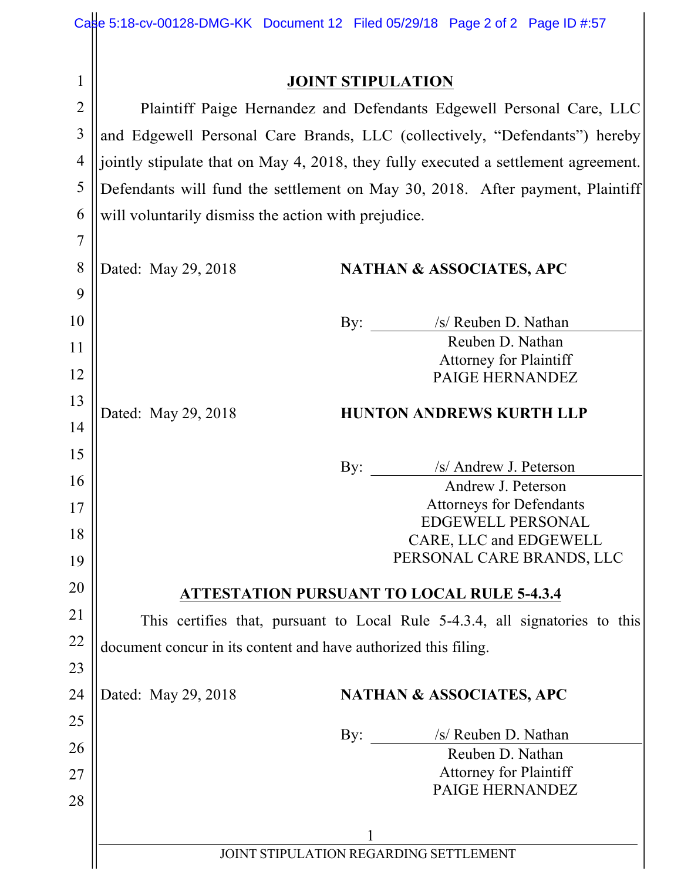## JOINT STIPULATION

Plaintiff Paige Hernandez and Defendants Edgewell Personal Care, LLC and Edgewell Personal Care Brands, LLC (collectively, "Defendants") hereby jointly stipulate that on May 4, 2018, they fully executed a settlement agreement. Defendants will fund the settlement on May 30, 2018. After payment, Plaintiff will voluntarily dismiss the action with prejudice.

Dated: May 29, 2018

**NATHAN & ASSOCIATES, APC**

By: /s/ Reuben D. Nathan
Reuben D. Nathan
Attorney for Plaintiff
PAIGE HERNANDEZ

Dated: May 29, 2018

**HUNTON ANDREWS KURTH LLP**

By: /s/ Andrew J. Peterson
Andrew J. Peterson
Attorneys for Defendants
EDGEWELL PERSONAL CARE, LLC and EDGEWELL PERSONAL CARE BRANDS, LLC

## ATTESTATION PURSUANT TO LOCAL RULE 5-4.3.4

This certifies that, pursuant to Local Rule 5-4.3.4, all signatories to this document concur in its content and have authorized this filing.

Dated: May 29, 2018

**NATHAN & ASSOCIATES, APC**

By: /s/ Reuben D. Nathan
Reuben D. Nathan
Attorney for Plaintiff
PAIGE HERNANDEZ

JOINT STIPULATION REGARDING SETTLEMENT